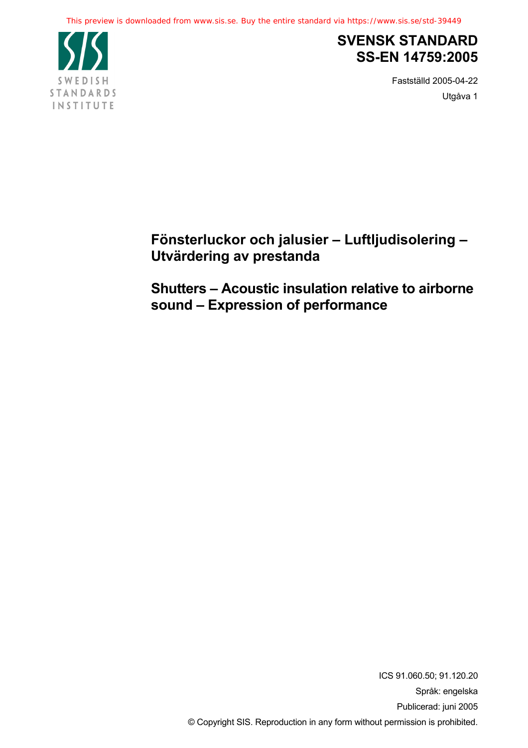This preview is downloaded from www.sis.se. Buy the entire standard via https://www.sis.se/std-39449

SWEDISH STANDARDS INSTITUTE

# SVENSK STANDARD
# SS-EN 14759:2005

Fastställd 2005-04-22

Utgåva 1

## Fönsterluckor och jalusier – Luftljudisolering – Utvärdering av prestanda

## Shutters – Acoustic insulation relative to airborne sound – Expression of performance

ICS 91.060.50; 91.120.20

Språk: engelska

Publicerad: juni 2005

© Copyright SIS. Reproduction in any form without permission is prohibited.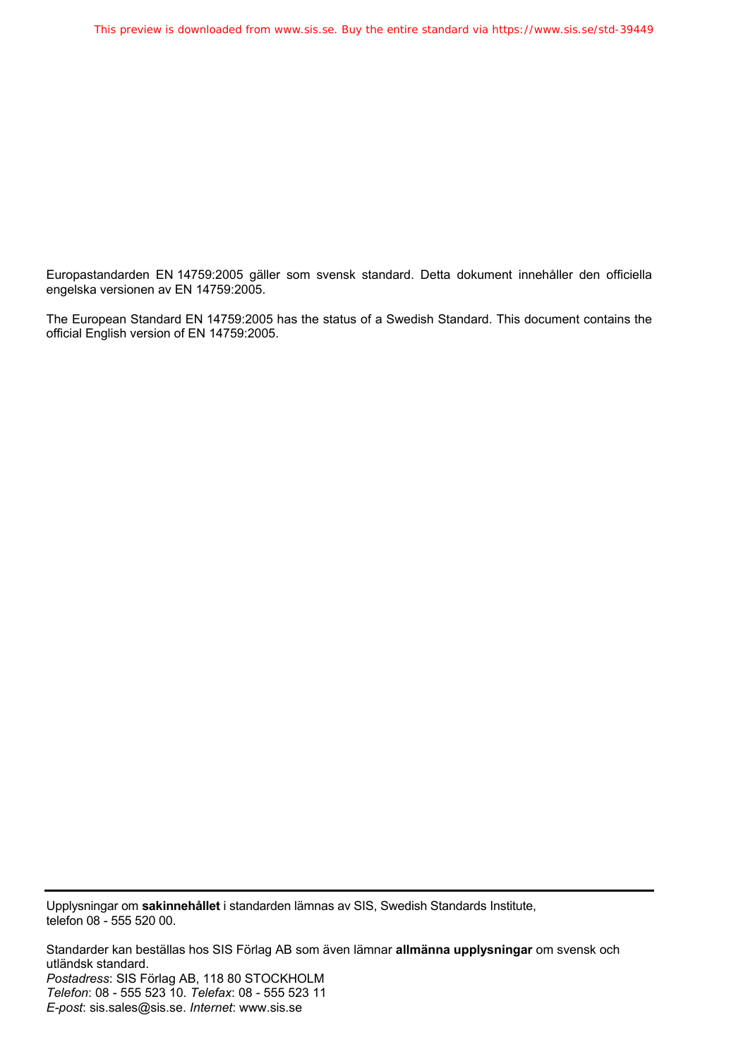Europastandarden EN 14759:2005 gäller som svensk standard. Detta dokument innehåller den officiella engelska versionen av EN 14759:2005.

The European Standard EN 14759:2005 has the status of a Swedish Standard. This document contains the official English version of EN 14759:2005.

---

Upplysningar om **sakinnehållet** i standarden lämnas av SIS, Swedish Standards Institute, telefon 08 - 555 520 00.

Standarder kan beställas hos SIS Förlag AB som även lämnar **allmänna upplysningar** om svensk och utländsk standard.
*Postadress*: SIS Förlag AB, 118 80 STOCKHOLM
*Telefon*: 08 - 555 523 10. *Telefax*: 08 - 555 523 11
*E-post*: sis.sales@sis.se. *Internet*: www.sis.se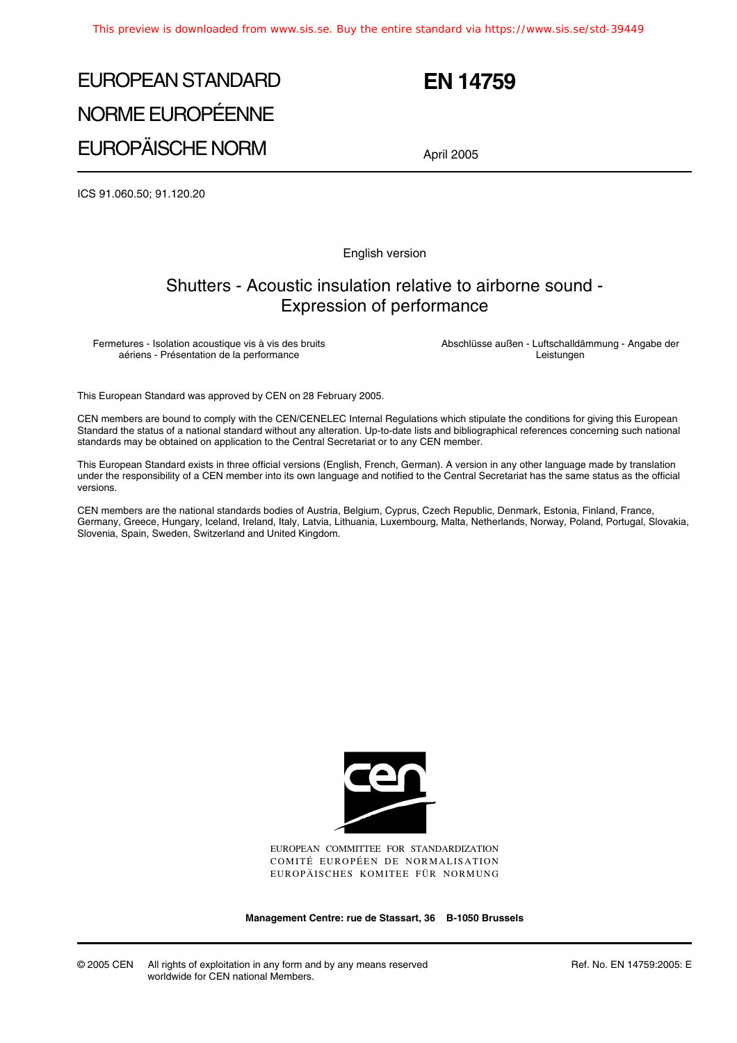# EUROPEAN STANDARD
# NORME EUROPÉENNE
# EUROPÄISCHE NORM

**EN 14759**

April 2005

ICS 91.060.50; 91.120.20

English version

## Shutters - Acoustic insulation relative to airborne sound - Expression of performance

Fermetures - Isolation acoustique vis à vis des bruits aériens - Présentation de la performance

Abschlüsse außen - Luftschalldämmung - Angabe der Leistungen

This European Standard was approved by CEN on 28 February 2005.

CEN members are bound to comply with the CEN/CENELEC Internal Regulations which stipulate the conditions for giving this European Standard the status of a national standard without any alteration. Up-to-date lists and bibliographical references concerning such national standards may be obtained on application to the Central Secretariat or to any CEN member.

This European Standard exists in three official versions (English, French, German). A version in any other language made by translation under the responsibility of a CEN member into its own language and notified to the Central Secretariat has the same status as the official versions.

CEN members are the national standards bodies of Austria, Belgium, Cyprus, Czech Republic, Denmark, Estonia, Finland, France, Germany, Greece, Hungary, Iceland, Ireland, Italy, Latvia, Lithuania, Luxembourg, Malta, Netherlands, Norway, Poland, Portugal, Slovakia, Slovenia, Spain, Sweden, Switzerland and United Kingdom.

EUROPEAN COMMITTEE FOR STANDARDIZATION
COMITÉ EUROPÉEN DE NORMALISATION
EUROPÄISCHES KOMITEE FÜR NORMUNG

**Management Centre: rue de Stassart, 36 B-1050 Brussels**

© 2005 CEN All rights of exploitation in any form and by any means reserved worldwide for CEN national Members.

Ref. No. EN 14759:2005: E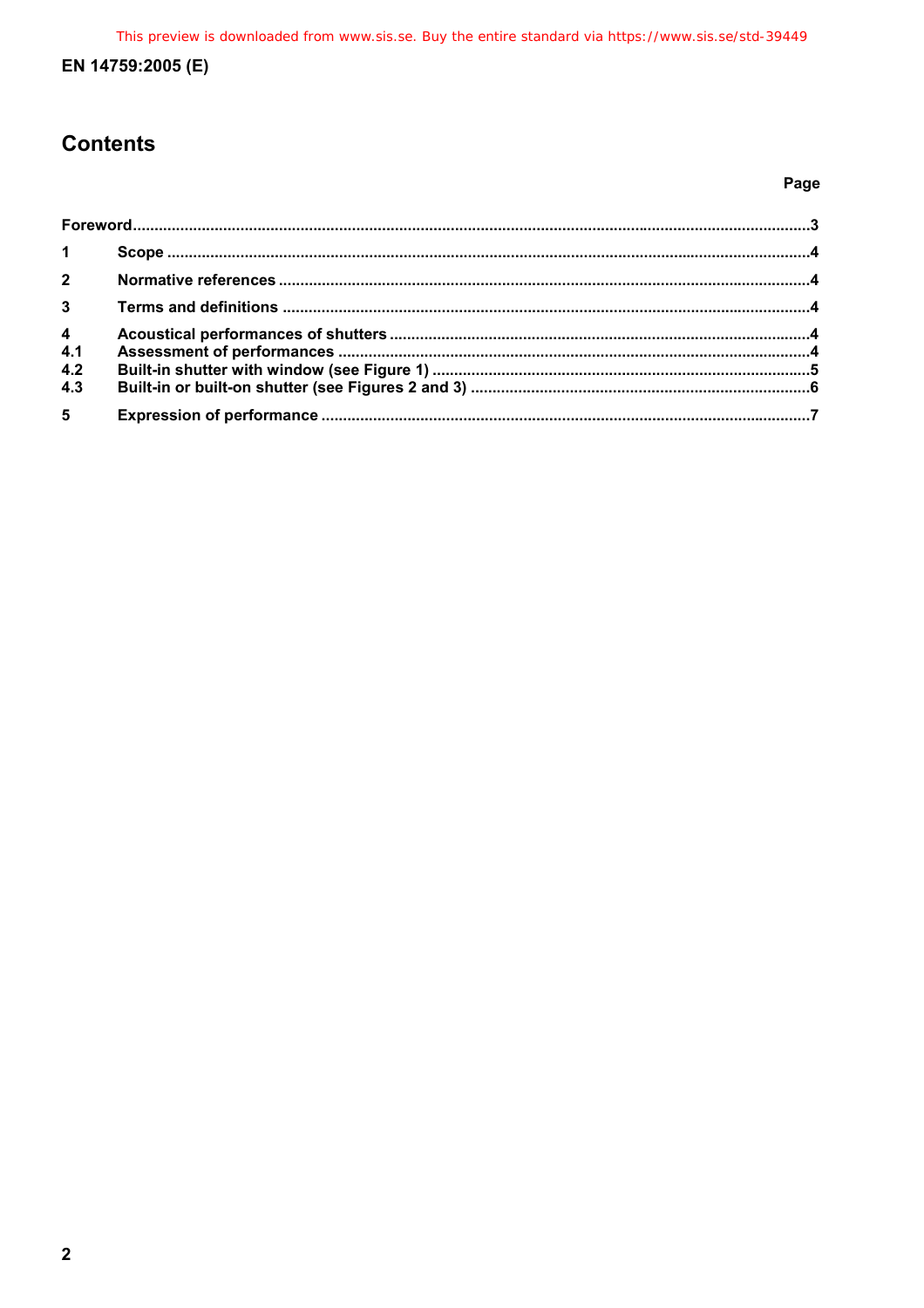# Contents

| | | Page |
|---|---|---|
| Foreword | | 3 |
| 1 | Scope | 4 |
| 2 | Normative references | 4 |
| 3 | Terms and definitions | 4 |
| 4 | Acoustical performances of shutters | 4 |
| 4.1 | Assessment of performances | 4 |
| 4.2 | Built-in shutter with window (see Figure 1) | 5 |
| 4.3 | Built-in or built-on shutter (see Figures 2 and 3) | 6 |
| 5 | Expression of performance | 7 |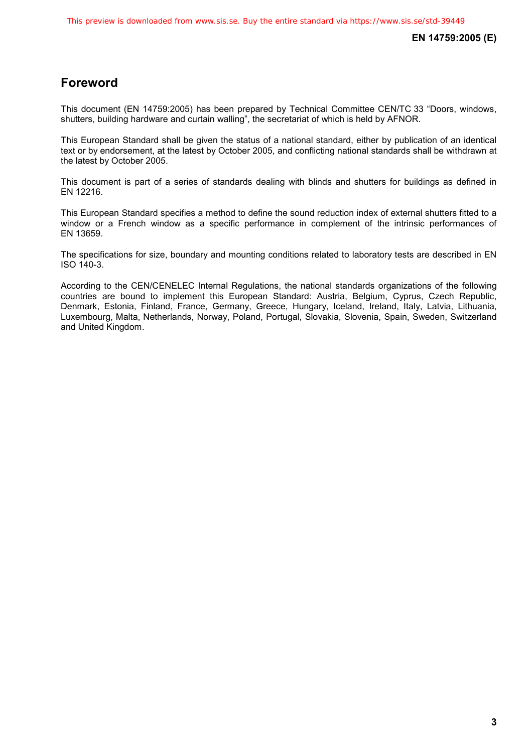# Foreword

This document (EN 14759:2005) has been prepared by Technical Committee CEN/TC 33 “Doors, windows, shutters, building hardware and curtain walling”, the secretariat of which is held by AFNOR.

This European Standard shall be given the status of a national standard, either by publication of an identical text or by endorsement, at the latest by October 2005, and conflicting national standards shall be withdrawn at the latest by October 2005.

This document is part of a series of standards dealing with blinds and shutters for buildings as defined in EN 12216.

This European Standard specifies a method to define the sound reduction index of external shutters fitted to a window or a French window as a specific performance in complement of the intrinsic performances of EN 13659.

The specifications for size, boundary and mounting conditions related to laboratory tests are described in EN ISO 140-3.

According to the CEN/CENELEC Internal Regulations, the national standards organizations of the following countries are bound to implement this European Standard: Austria, Belgium, Cyprus, Czech Republic, Denmark, Estonia, Finland, France, Germany, Greece, Hungary, Iceland, Ireland, Italy, Latvia, Lithuania, Luxembourg, Malta, Netherlands, Norway, Poland, Portugal, Slovakia, Slovenia, Spain, Sweden, Switzerland and United Kingdom.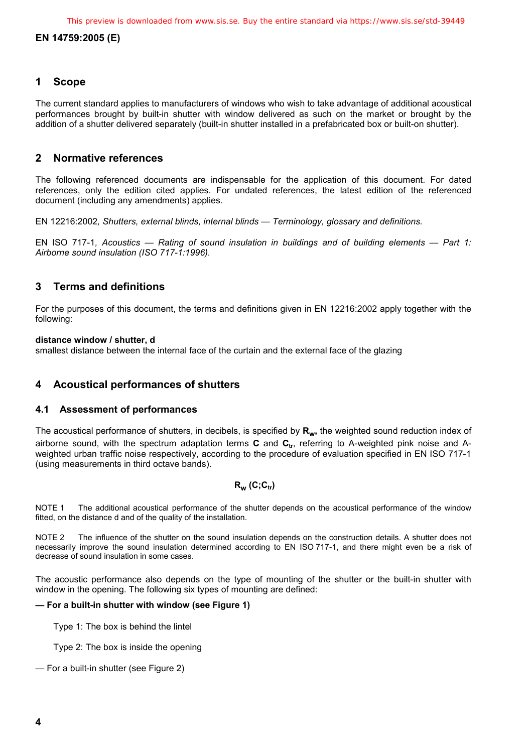## 1 Scope

The current standard applies to manufacturers of windows who wish to take advantage of additional acoustical performances brought by built-in shutter with window delivered as such on the market or brought by the addition of a shutter delivered separately (built-in shutter installed in a prefabricated box or built-on shutter).

## 2 Normative references

The following referenced documents are indispensable for the application of this document. For dated references, only the edition cited applies. For undated references, the latest edition of the referenced document (including any amendments) applies.

EN 12216:2002, *Shutters, external blinds, internal blinds — Terminology, glossary and definitions.*

EN ISO 717-1, *Acoustics — Rating of sound insulation in buildings and of building elements — Part 1: Airborne sound insulation (ISO 717-1:1996).*

## 3 Terms and definitions

For the purposes of this document, the terms and definitions given in EN 12216:2002 apply together with the following:

**distance window / shutter, d**
smallest distance between the internal face of the curtain and the external face of the glazing

## 4 Acoustical performances of shutters

### 4.1 Assessment of performances

The acoustical performance of shutters, in decibels, is specified by $\mathbf{R_w}$, the weighted sound reduction index of airborne sound, with the spectrum adaptation terms **C** and $\mathbf{C_{tr}}$, referring to A-weighted pink noise and A-weighted urban traffic noise respectively, according to the procedure of evaluation specified in EN ISO 717-1 (using measurements in third octave bands).

$$\mathbf{R_w\ (C;C_{tr})}$$

NOTE 1 The additional acoustical performance of the shutter depends on the acoustical performance of the window fitted, on the distance d and of the quality of the installation.

NOTE 2 The influence of the shutter on the sound insulation depends on the construction details. A shutter does not necessarily improve the sound insulation determined according to EN ISO 717-1, and there might even be a risk of decrease of sound insulation in some cases.

The acoustic performance also depends on the type of mounting of the shutter or the built-in shutter with window in the opening. The following six types of mounting are defined:

**— For a built-in shutter with window (see Figure 1)**

Type 1: The box is behind the lintel

Type 2: The box is inside the opening

— For a built-in shutter (see Figure 2)